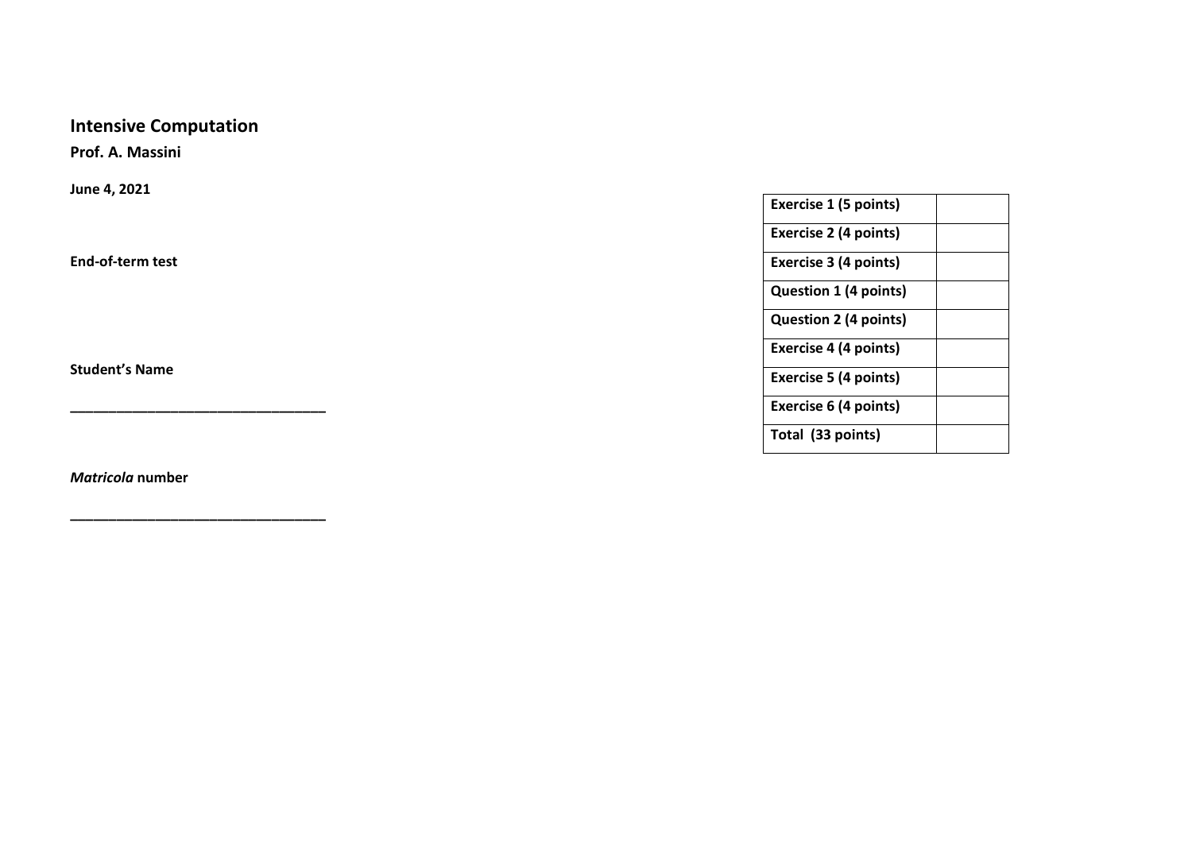# Intensive Computation

**Prof. A. Massini**

**June 4, 2021**

**End-of-term test**

**Student's Name**

**________________________________**

***Matricola* number**

**________________________________**

| **Exercise 1 (5 points)** | |
|---|---|
| **Exercise 2 (4 points)** | |
| **Exercise 3 (4 points)** | |
| **Question 1 (4 points)** | |
| **Question 2 (4 points)** | |
| **Exercise 4 (4 points)** | |
| **Exercise 5 (4 points)** | |
| **Exercise 6 (4 points)** | |
| **Total (33 points)** | |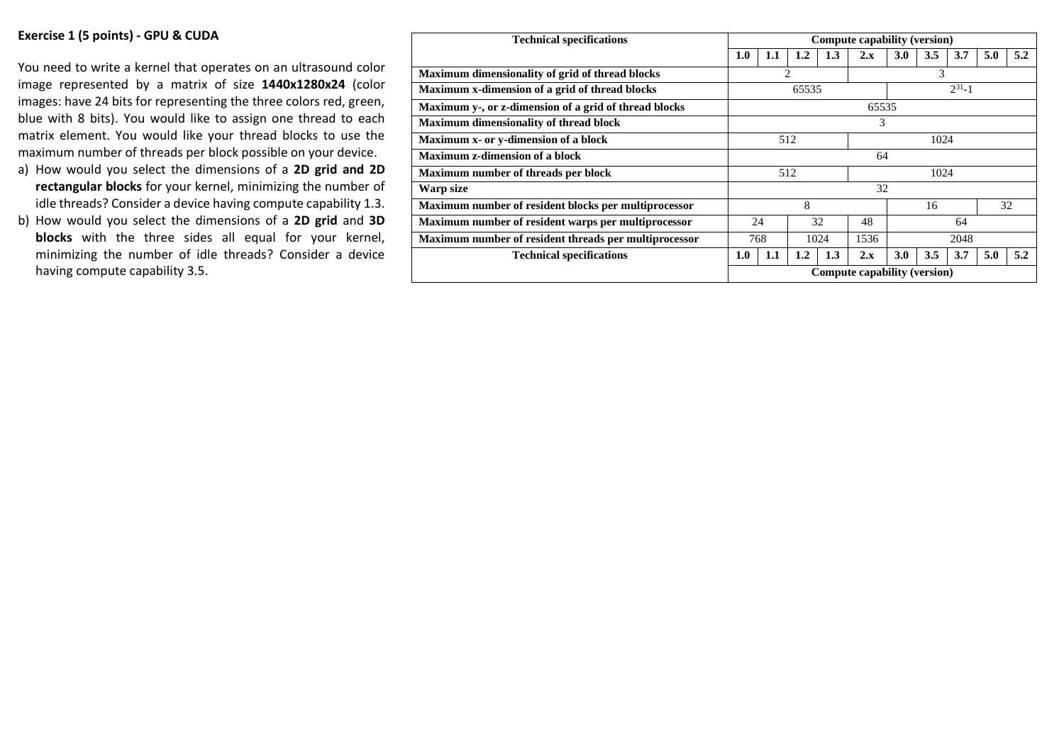## Exercise 1 (5 points) - GPU & CUDA

You need to write a kernel that operates on an ultrasound color image represented by a matrix of size **1440x1280x24** (color images: have 24 bits for representing the three colors red, green, blue with 8 bits). You would like to assign one thread to each matrix element. You would like your thread blocks to use the maximum number of threads per block possible on your device.

a) How would you select the dimensions of a **2D grid and 2D rectangular blocks** for your kernel, minimizing the number of idle threads? Consider a device having compute capability 1.3.

b) How would you select the dimensions of a **2D grid** and **3D blocks** with the three sides all equal for your kernel, minimizing the number of idle threads? Consider a device having compute capability 3.5.

| Technical specifications | Compute capability (version) | | | | | | | | | |
|---|---|---|---|---|---|---|---|---|---|---|
| | **1.0** | **1.1** | **1.2** | **1.3** | **2.x** | **3.0** | **3.5** | **3.7** | **5.0** | **5.2** |
| **Maximum dimensionality of grid of thread blocks** | 2 | | | | 3 | | | | | |
| **Maximum x-dimension of a grid of thread blocks** | 65535 | | | | | $2^{31}$-1 | | | | |
| **Maximum y-, or z-dimension of a grid of thread blocks** | 65535 | | | | | | | | | |
| **Maximum dimensionality of thread block** | 3 | | | | | | | | | |
| **Maximum x- or y-dimension of a block** | 512 | | | | 1024 | | | | | |
| **Maximum z-dimension of a block** | 64 | | | | | | | | | |
| **Maximum number of threads per block** | 512 | | | | 1024 | | | | | |
| **Warp size** | 32 | | | | | | | | | |
| **Maximum number of resident blocks per multiprocessor** | 8 | | | | | 16 | | | 32 | |
| **Maximum number of resident warps per multiprocessor** | 24 | | 32 | | 48 | 64 | | | | |
| **Maximum number of resident threads per multiprocessor** | 768 | | 1024 | | 1536 | 2048 | | | | |
| **Technical specifications** | **1.0** | **1.1** | **1.2** | **1.3** | **2.x** | **3.0** | **3.5** | **3.7** | **5.0** | **5.2** |
| | Compute capability (version) | | | | | | | | | |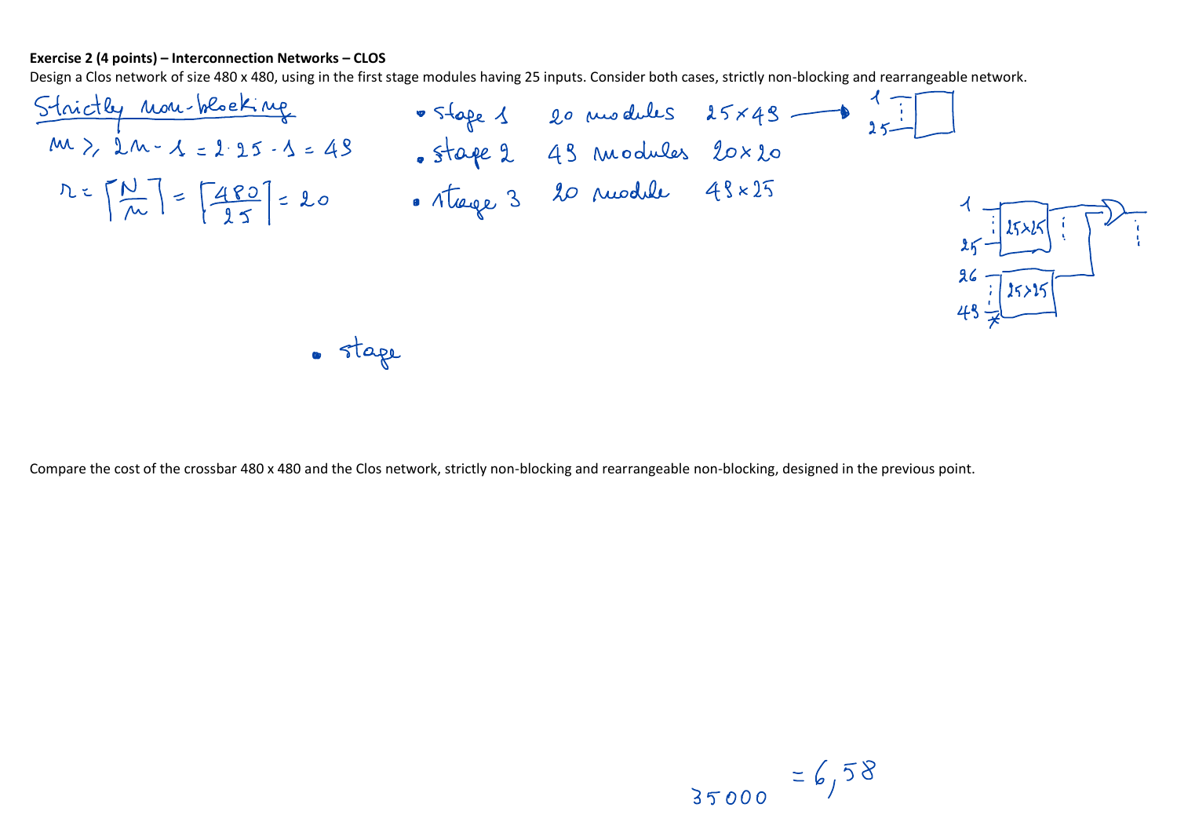**Exercise 2 (4 points) – Interconnection Networks – CLOS**

Design a Clos network of size 480 x 480, using in the first stage modules having 25 inputs. Consider both cases, strictly non-blocking and rearrangeable network.

Strictly non-blocking

$m \geq 2n - 1 = 2 \cdot 25 - 1 = 49$

$r = \left\lceil \frac{N}{n} \right\rceil = \left\lceil \frac{480}{25} \right\rceil = 20$

- stage 1 20 modules $25 \times 49$ → 1 … 25
- stage 2 49 modules $20 \times 20$
- stage 3 20 module $49 \times 25$

1 … 25 [25x25]; 26 … 49 [25x25]

- stage

Compare the cost of the crossbar 480 x 480 and the Clos network, strictly non-blocking and rearrangeable non-blocking, designed in the previous point.

35000 $= 6,58$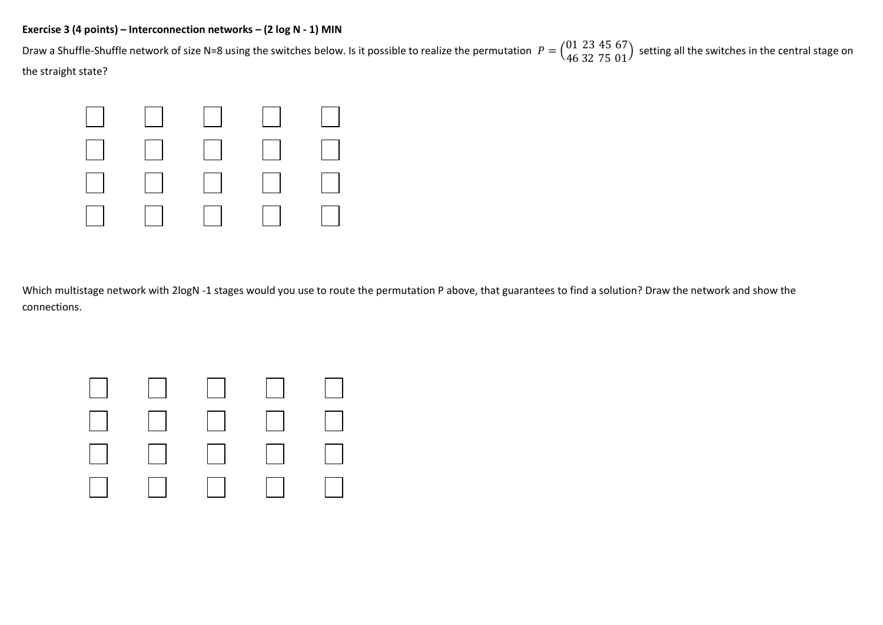**Exercise 3 (4 points) – Interconnection networks – (2 log N - 1) MIN**

Draw a Shuffle-Shuffle network of size N=8 using the switches below. Is it possible to realize the permutation $P = \begin{pmatrix} 01 & 23 & 45 & 67 \\ 46 & 32 & 75 & 01 \end{pmatrix}$ setting all the switches in the central stage on the straight state?

Which multistage network with 2logN -1 stages would you use to route the permutation P above, that guarantees to find a solution? Draw the network and show the connections.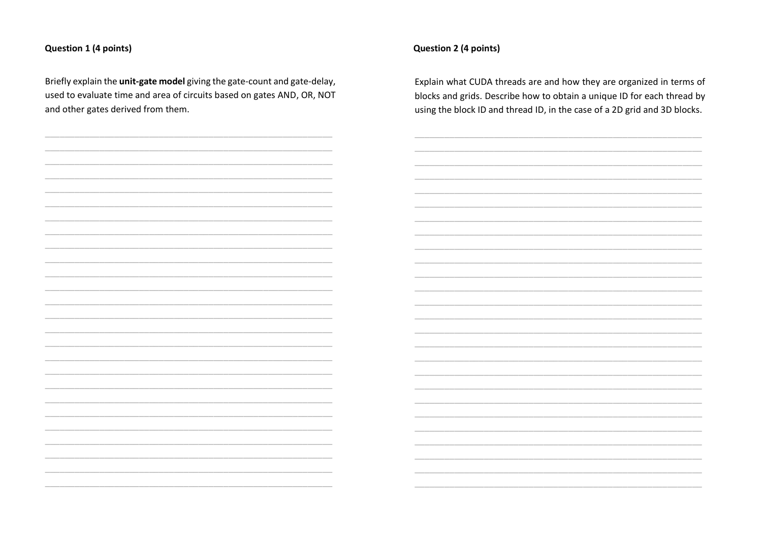**Question 1 (4 points)**

Briefly explain the **unit-gate model** giving the gate-count and gate-delay, used to evaluate time and area of circuits based on gates AND, OR, NOT and other gates derived from them.

**Question 2 (4 points)**

Explain what CUDA threads are and how they are organized in terms of blocks and grids. Describe how to obtain a unique ID for each thread by using the block ID and thread ID, in the case of a 2D grid and 3D blocks.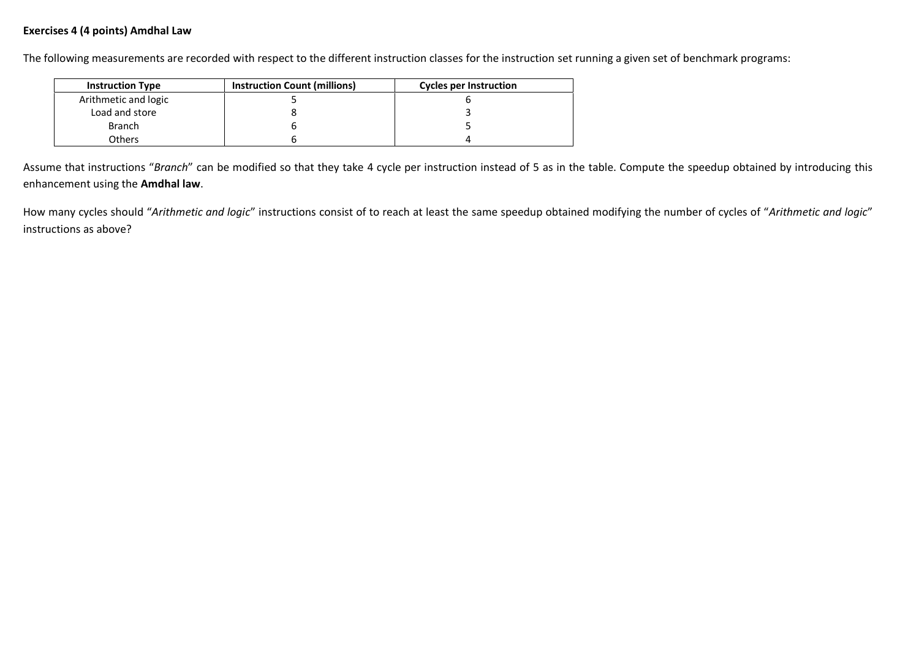**Exercises 4 (4 points) Amdhal Law**

The following measurements are recorded with respect to the different instruction classes for the instruction set running a given set of benchmark programs:

| Instruction Type | Instruction Count (millions) | Cycles per Instruction |
| --- | --- | --- |
| Arithmetic and logic | 5 | 6 |
| Load and store | 8 | 3 |
| Branch | 6 | 5 |
| Others | 6 | 4 |

Assume that instructions "*Branch*" can be modified so that they take 4 cycle per instruction instead of 5 as in the table. Compute the speedup obtained by introducing this enhancement using the **Amdhal law**.

How many cycles should "*Arithmetic and logic*" instructions consist of to reach at least the same speedup obtained modifying the number of cycles of "*Arithmetic and logic*" instructions as above?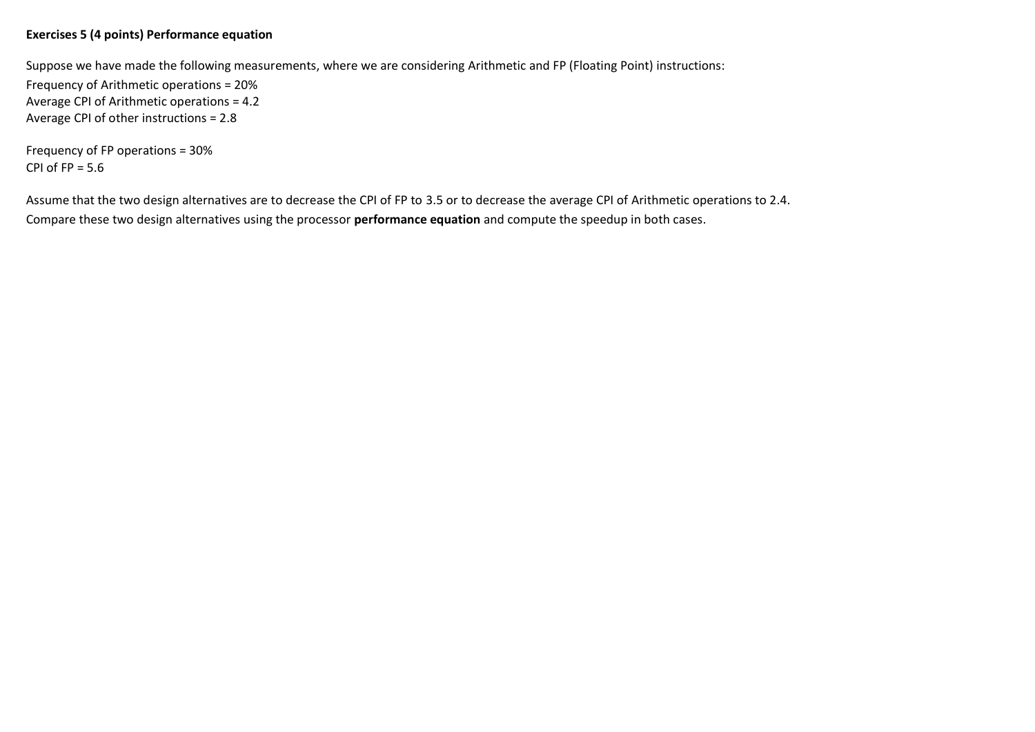**Exercises 5 (4 points) Performance equation**

Suppose we have made the following measurements, where we are considering Arithmetic and FP (Floating Point) instructions:

Frequency of Arithmetic operations = 20%
Average CPI of Arithmetic operations = 4.2
Average CPI of other instructions = 2.8

Frequency of FP operations = 30%
CPI of FP = 5.6

Assume that the two design alternatives are to decrease the CPI of FP to 3.5 or to decrease the average CPI of Arithmetic operations to 2.4.
Compare these two design alternatives using the processor **performance equation** and compute the speedup in both cases.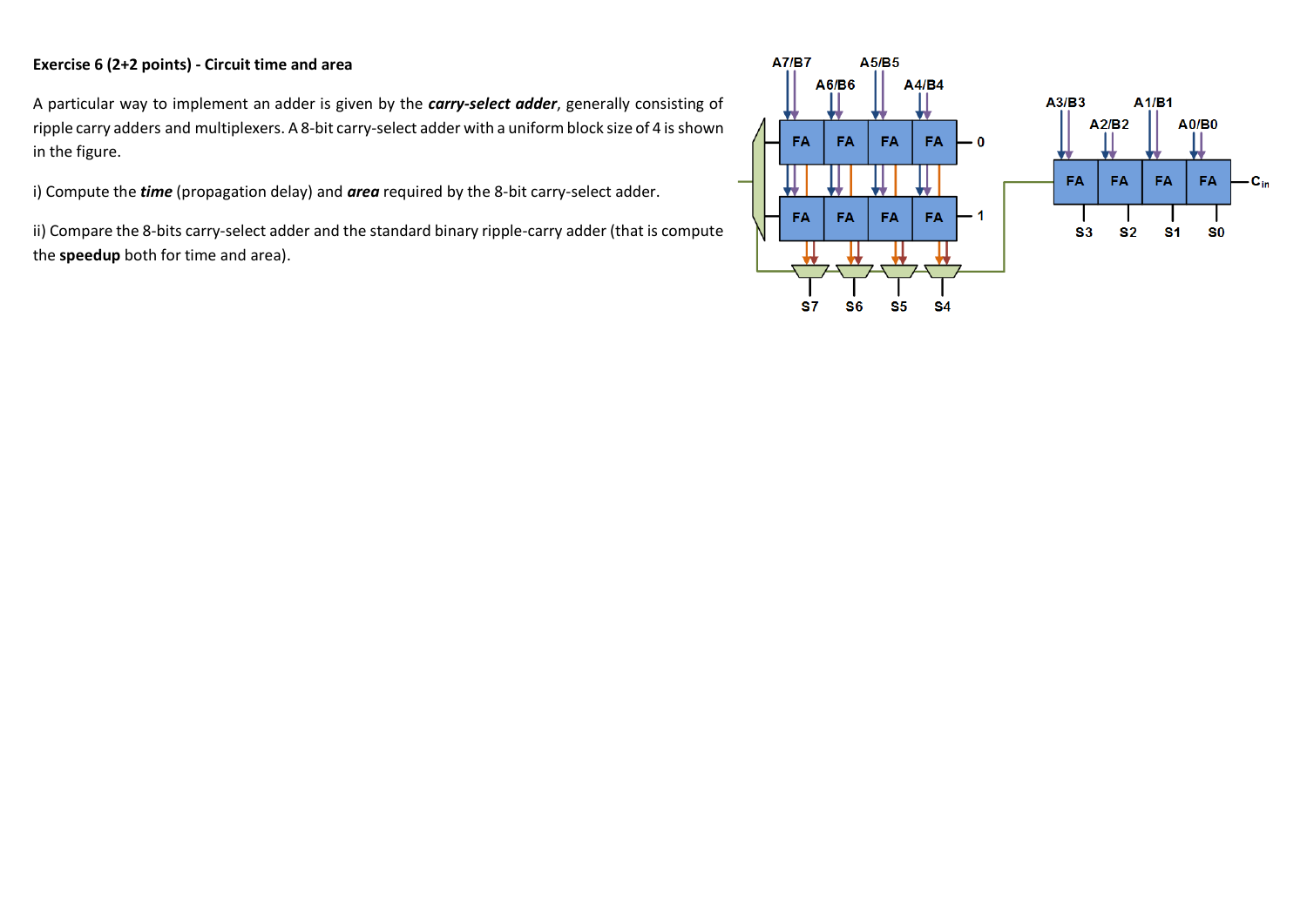**Exercise 6 (2+2 points) - Circuit time and area**

A particular way to implement an adder is given by the ***carry-select adder***, generally consisting of ripple carry adders and multiplexers. A 8-bit carry-select adder with a uniform block size of 4 is shown in the figure.

i) Compute the ***time*** (propagation delay) and ***area*** required by the 8-bit carry-select adder.

ii) Compare the 8-bits carry-select adder and the standard binary ripple-carry adder (that is compute the **speedup** both for time and area).

A7/B7
A6/B6
A5/B5
A4/B4
A3/B3
A2/B2
A1/B1
A0/B0
FA FA FA FA
0
FA FA FA FA
1
FA FA FA FA
$C_{in}$
S7 S6 S5 S4
S3 S2 S1 S0